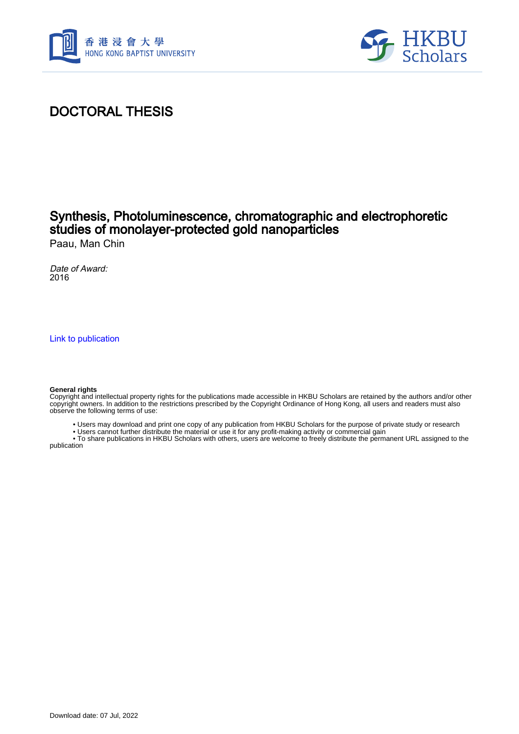# DOCTORAL THESIS

## Synthesis, Photoluminescence, chromatographic and electrophoretic studies of monolayer-protected gold nanoparticles

Paau, Man Chin

*Date of Award:*
2016

Link to publication

**General rights**
Copyright and intellectual property rights for the publications made accessible in HKBU Scholars are retained by the authors and/or other copyright owners. In addition to the restrictions prescribed by the Copyright Ordinance of Hong Kong, all users and readers must also observe the following terms of use:

- Users may download and print one copy of any publication from HKBU Scholars for the purpose of private study or research
- Users cannot further distribute the material or use it for any profit-making activity or commercial gain
- To share publications in HKBU Scholars with others, users are welcome to freely distribute the permanent URL assigned to the publication

Download date: 07 Jul, 2022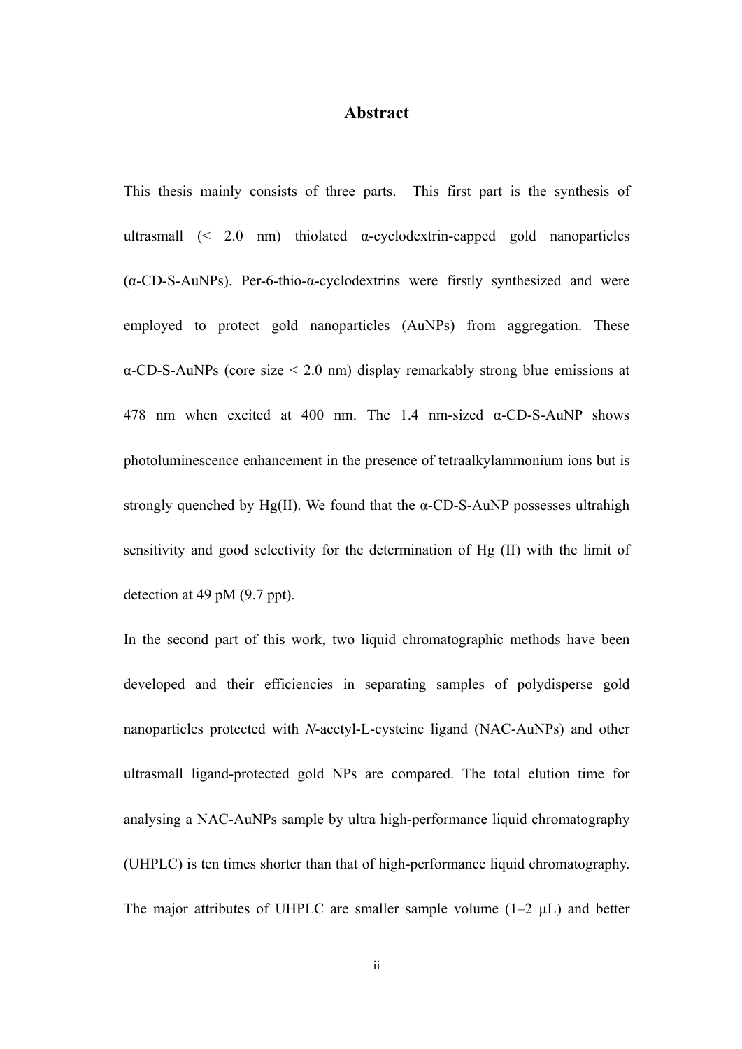# Abstract

This thesis mainly consists of three parts. This first part is the synthesis of ultrasmall (< 2.0 nm) thiolated α-cyclodextrin-capped gold nanoparticles (α-CD-S-AuNPs). Per-6-thio-α-cyclodextrins were firstly synthesized and were employed to protect gold nanoparticles (AuNPs) from aggregation. These α-CD-S-AuNPs (core size < 2.0 nm) display remarkably strong blue emissions at 478 nm when excited at 400 nm. The 1.4 nm-sized α-CD-S-AuNP shows photoluminescence enhancement in the presence of tetraalkylammonium ions but is strongly quenched by Hg(II). We found that the α-CD-S-AuNP possesses ultrahigh sensitivity and good selectivity for the determination of Hg (II) with the limit of detection at 49 pM (9.7 ppt).

In the second part of this work, two liquid chromatographic methods have been developed and their efficiencies in separating samples of polydisperse gold nanoparticles protected with *N*-acetyl-L-cysteine ligand (NAC-AuNPs) and other ultrasmall ligand-protected gold NPs are compared. The total elution time for analysing a NAC-AuNPs sample by ultra high-performance liquid chromatography (UHPLC) is ten times shorter than that of high-performance liquid chromatography. The major attributes of UHPLC are smaller sample volume (1–2 μL) and better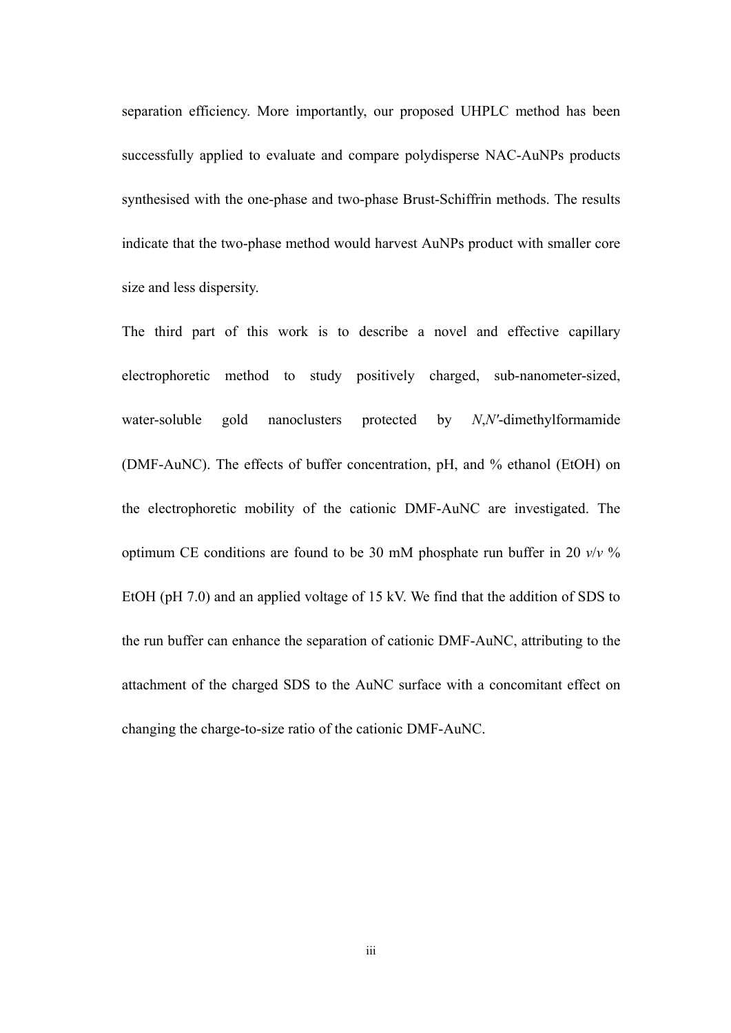separation efficiency. More importantly, our proposed UHPLC method has been successfully applied to evaluate and compare polydisperse NAC-AuNPs products synthesised with the one-phase and two-phase Brust-Schiffrin methods. The results indicate that the two-phase method would harvest AuNPs product with smaller core size and less dispersity.

The third part of this work is to describe a novel and effective capillary electrophoretic method to study positively charged, sub-nanometer-sized, water-soluble gold nanoclusters protected by *N*,*N′*-dimethylformamide (DMF-AuNC). The effects of buffer concentration, pH, and % ethanol (EtOH) on the electrophoretic mobility of the cationic DMF-AuNC are investigated. The optimum CE conditions are found to be 30 mM phosphate run buffer in 20 *v*/*v* % EtOH (pH 7.0) and an applied voltage of 15 kV. We find that the addition of SDS to the run buffer can enhance the separation of cationic DMF-AuNC, attributing to the attachment of the charged SDS to the AuNC surface with a concomitant effect on changing the charge-to-size ratio of the cationic DMF-AuNC.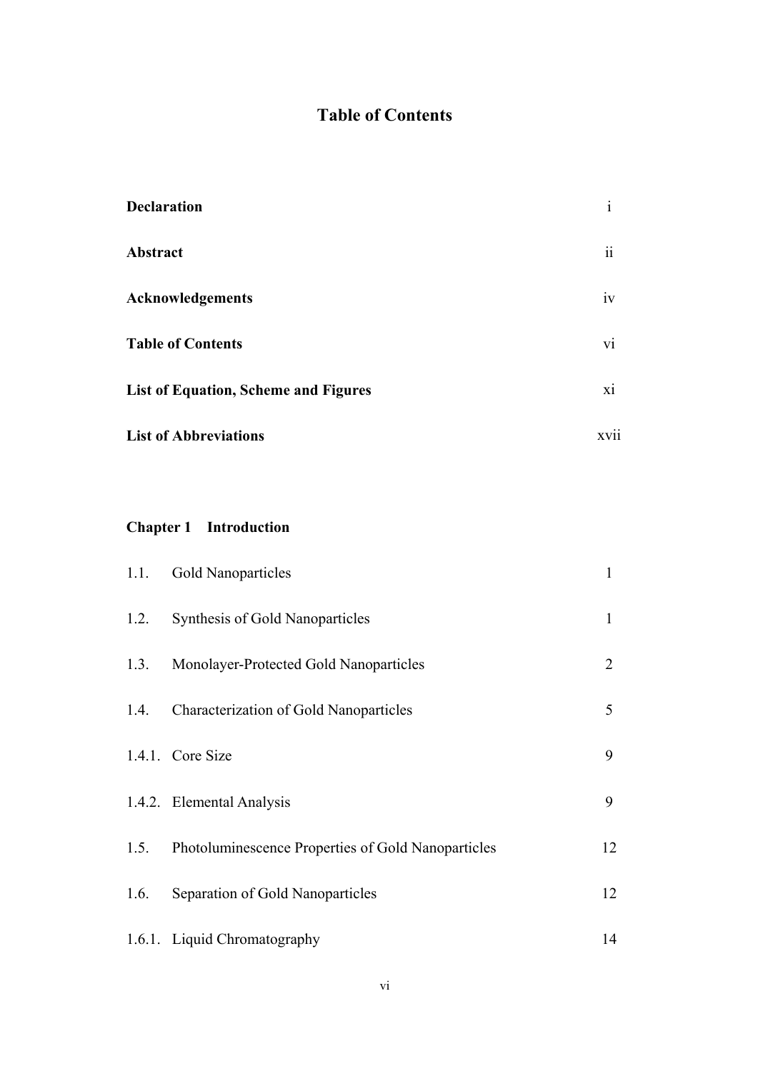# Table of Contents

| | |
|---|---|
| **Declaration** | i |
| **Abstract** | ii |
| **Acknowledgements** | iv |
| **Table of Contents** | vi |
| **List of Equation, Scheme and Figures** | xi |
| **List of Abbreviations** | xvii |

## Chapter 1 Introduction

| | | |
|---|---|---|
| 1.1. | Gold Nanoparticles | 1 |
| 1.2. | Synthesis of Gold Nanoparticles | 1 |
| 1.3. | Monolayer-Protected Gold Nanoparticles | 2 |
| 1.4. | Characterization of Gold Nanoparticles | 5 |
| 1.4.1. | Core Size | 9 |
| 1.4.2. | Elemental Analysis | 9 |
| 1.5. | Photoluminescence Properties of Gold Nanoparticles | 12 |
| 1.6. | Separation of Gold Nanoparticles | 12 |
| 1.6.1. | Liquid Chromatography | 14 |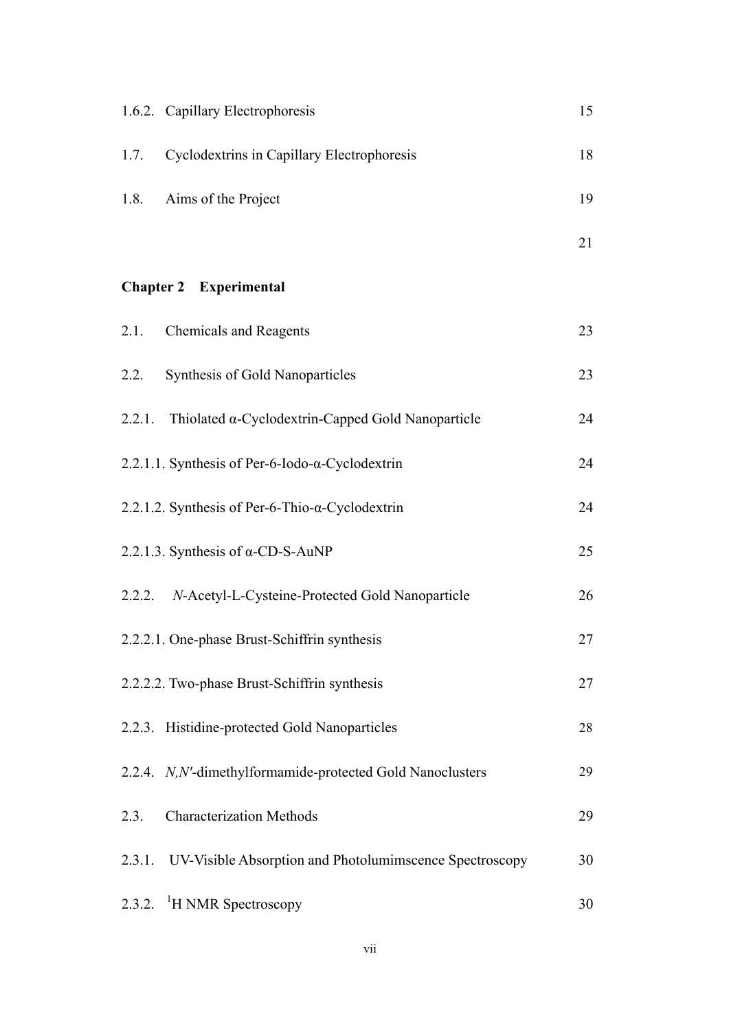| | | |
|---|---|---|
| 1.6.2. | Capillary Electrophoresis | 15 |
| 1.7. | Cyclodextrins in Capillary Electrophoresis | 18 |
| 1.8. | Aims of the Project | 19 |
| | | 21 |

**Chapter 2 Experimental**

| | | |
|---|---|---|
| 2.1. | Chemicals and Reagents | 23 |
| 2.2. | Synthesis of Gold Nanoparticles | 23 |
| 2.2.1. | Thiolated α-Cyclodextrin-Capped Gold Nanoparticle | 24 |
| 2.2.1.1. | Synthesis of Per-6-Iodo-α-Cyclodextrin | 24 |
| 2.2.1.2. | Synthesis of Per-6-Thio-α-Cyclodextrin | 24 |
| 2.2.1.3. | Synthesis of α-CD-S-AuNP | 25 |
| 2.2.2. | *N*-Acetyl-L-Cysteine-Protected Gold Nanoparticle | 26 |
| 2.2.2.1. | One-phase Brust-Schiffrin synthesis | 27 |
| 2.2.2.2. | Two-phase Brust-Schiffrin synthesis | 27 |
| 2.2.3. | Histidine-protected Gold Nanoparticles | 28 |
| 2.2.4. | *N,N'*-dimethylformamide-protected Gold Nanoclusters | 29 |
| 2.3. | Characterization Methods | 29 |
| 2.3.1. | UV-Visible Absorption and Photolumimscence Spectroscopy | 30 |
| 2.3.2. | $^{1}H$ NMR Spectroscopy | 30 |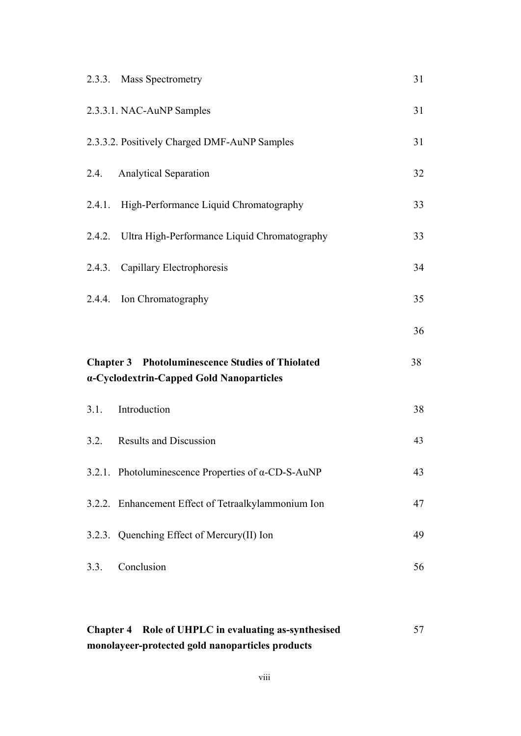2.3.3. Mass Spectrometry 31

2.3.3.1. NAC-AuNP Samples 31

2.3.3.2. Positively Charged DMF-AuNP Samples 31

2.4. Analytical Separation 32

2.4.1. High-Performance Liquid Chromatography 33

2.4.2. Ultra High-Performance Liquid Chromatography 33

2.4.3. Capillary Electrophoresis 34

2.4.4. Ion Chromatography 35

36

**Chapter 3 Photoluminescence Studies of Thiolated α-Cyclodextrin-Capped Gold Nanoparticles** 38

3.1. Introduction 38

3.2. Results and Discussion 43

3.2.1. Photoluminescence Properties of α-CD-S-AuNP 43

3.2.2. Enhancement Effect of Tetraalkylammonium Ion 47

3.2.3. Quenching Effect of Mercury(II) Ion 49

3.3. Conclusion 56

**Chapter 4 Role of UHPLC in evaluating as-synthesised monolayeer-protected gold nanoparticles products** 57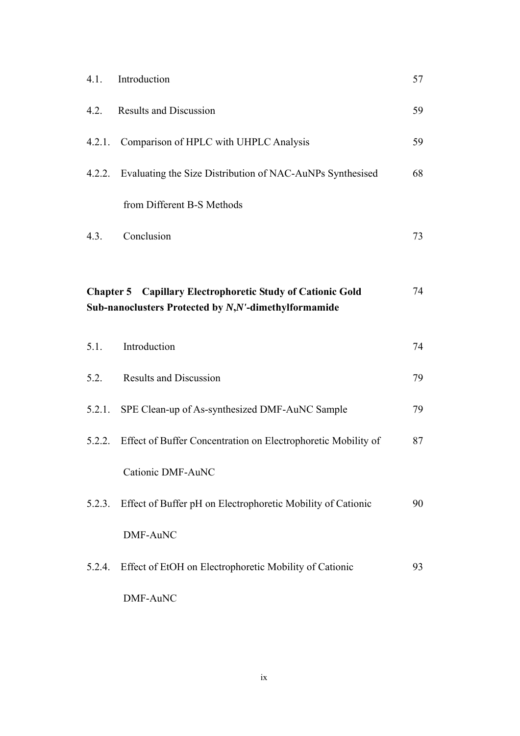| | | |
|---|---|---|
| 4.1. | Introduction | 57 |
| 4.2. | Results and Discussion | 59 |
| 4.2.1. | Comparison of HPLC with UHPLC Analysis | 59 |
| 4.2.2. | Evaluating the Size Distribution of NAC-AuNPs Synthesised from Different B-S Methods | 68 |
| 4.3. | Conclusion | 73 |

**Chapter 5 Capillary Electrophoretic Study of Cationic Gold Sub-nanoclusters Protected by *N,N′*-dimethylformamide** 74

| | | |
|---|---|---|
| 5.1. | Introduction | 74 |
| 5.2. | Results and Discussion | 79 |
| 5.2.1. | SPE Clean-up of As-synthesized DMF-AuNC Sample | 79 |
| 5.2.2. | Effect of Buffer Concentration on Electrophoretic Mobility of Cationic DMF-AuNC | 87 |
| 5.2.3. | Effect of Buffer pH on Electrophoretic Mobility of Cationic DMF-AuNC | 90 |
| 5.2.4. | Effect of EtOH on Electrophoretic Mobility of Cationic DMF-AuNC | 93 |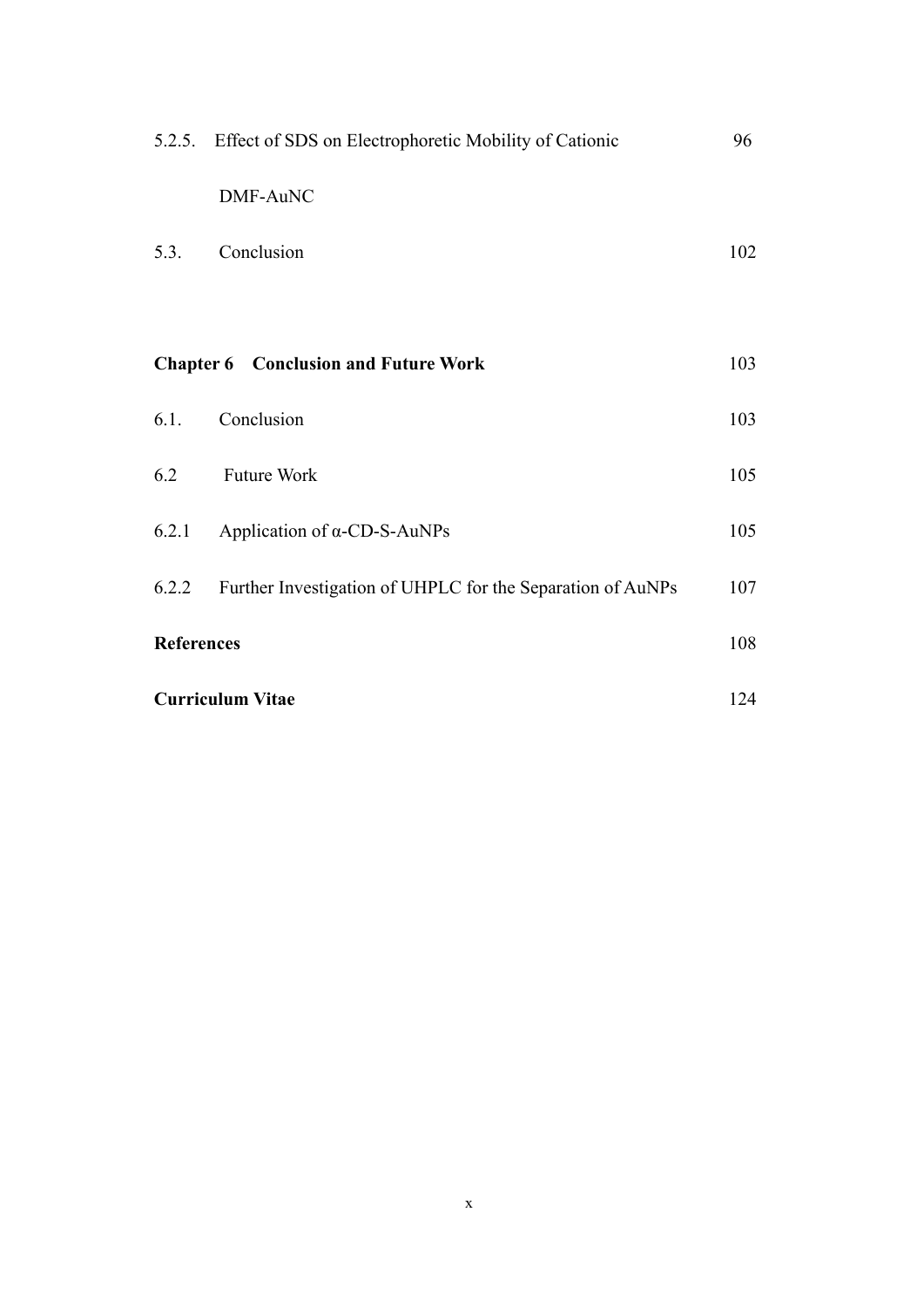5.2.5. Effect of SDS on Electrophoretic Mobility of Cationic DMF-AuNC 96

5.3. Conclusion 102

**Chapter 6 Conclusion and Future Work** 103

6.1. Conclusion 103

6.2 Future Work 105

6.2.1 Application of α-CD-S-AuNPs 105

6.2.2 Further Investigation of UHPLC for the Separation of AuNPs 107

**References** 108

**Curriculum Vitae** 124